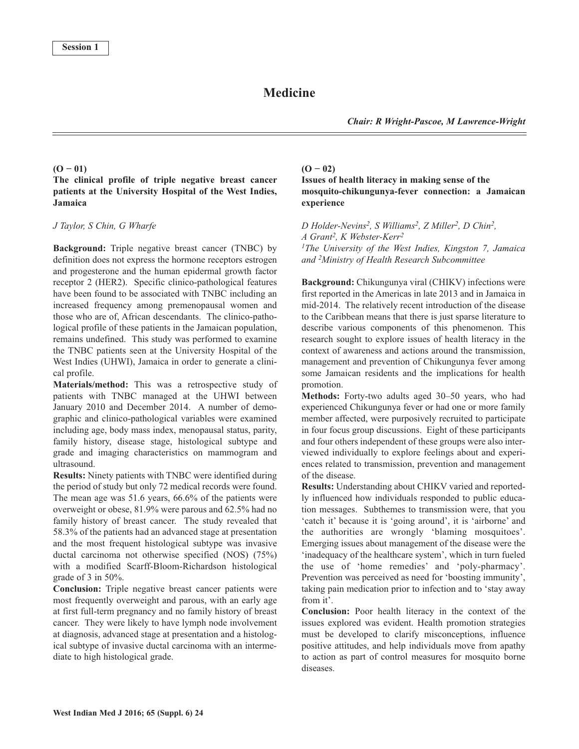Session 1

# Medicine

*Chair: R Wright-Pascoe, M Lawrence-Wright*

## (O − 01)

### The clinical profile of triple negative breast cancer patients at the University Hospital of the West Indies, Jamaica

*J Taylor, S Chin, G Wharfe*

**Background:** Triple negative breast cancer (TNBC) by definition does not express the hormone receptors estrogen and progesterone and the human epidermal growth factor receptor 2 (HER2). Specific clinico-pathological features have been found to be associated with TNBC including an increased frequency among premenopausal women and those who are of, African descendants. The clinico-pathological profile of these patients in the Jamaican population, remains undefined. This study was performed to examine the TNBC patients seen at the University Hospital of the West Indies (UHWI), Jamaica in order to generate a clinical profile.

**Materials/method:** This was a retrospective study of patients with TNBC managed at the UHWI between January 2010 and December 2014. A number of demographic and clinico-pathological variables were examined including age, body mass index, menopausal status, parity, family history, disease stage, histological subtype and grade and imaging characteristics on mammogram and ultrasound.

**Results:** Ninety patients with TNBC were identified during the period of study but only 72 medical records were found. The mean age was 51.6 years, 66.6% of the patients were overweight or obese, 81.9% were parous and 62.5% had no family history of breast cancer. The study revealed that 58.3% of the patients had an advanced stage at presentation and the most frequent histological subtype was invasive ductal carcinoma not otherwise specified (NOS) (75%) with a modified Scarff-Bloom-Richardson histological grade of 3 in 50%.

**Conclusion:** Triple negative breast cancer patients were most frequently overweight and parous, with an early age at first full-term pregnancy and no family history of breast cancer. They were likely to have lymph node involvement at diagnosis, advanced stage at presentation and a histological subtype of invasive ductal carcinoma with an intermediate to high histological grade.

## (O − 02)

### Issues of health literacy in making sense of the mosquito-chikungunya-fever connection: a Jamaican experience

*D Holder-Nevins[2], S Williams[2], Z Miller[2], D Chin[2], A Grant[2], K Webster-Kerr[2]*

*[1]The University of the West Indies, Kingston 7, Jamaica and [2]Ministry of Health Research Subcommittee*

**Background:** Chikungunya viral (CHIKV) infections were first reported in the Americas in late 2013 and in Jamaica in mid-2014. The relatively recent introduction of the disease to the Caribbean means that there is just sparse literature to describe various components of this phenomenon. This research sought to explore issues of health literacy in the context of awareness and actions around the transmission, management and prevention of Chikungunya fever among some Jamaican residents and the implications for health promotion.

**Methods:** Forty-two adults aged 30–50 years, who had experienced Chikungunya fever or had one or more family member affected, were purposively recruited to participate in four focus group discussions. Eight of these participants and four others independent of these groups were also interviewed individually to explore feelings about and experiences related to transmission, prevention and management of the disease.

**Results:** Understanding about CHIKV varied and reportedly influenced how individuals responded to public education messages. Subthemes to transmission were, that you 'catch it' because it is 'going around', it is 'airborne' and the authorities are wrongly 'blaming mosquitoes'. Emerging issues about management of the disease were the 'inadequacy of the healthcare system', which in turn fueled the use of 'home remedies' and 'poly-pharmacy'. Prevention was perceived as need for 'boosting immunity', taking pain medication prior to infection and to 'stay away from it'.

**Conclusion:** Poor health literacy in the context of the issues explored was evident. Health promotion strategies must be developed to clarify misconceptions, influence positive attitudes, and help individuals move from apathy to action as part of control measures for mosquito borne diseases.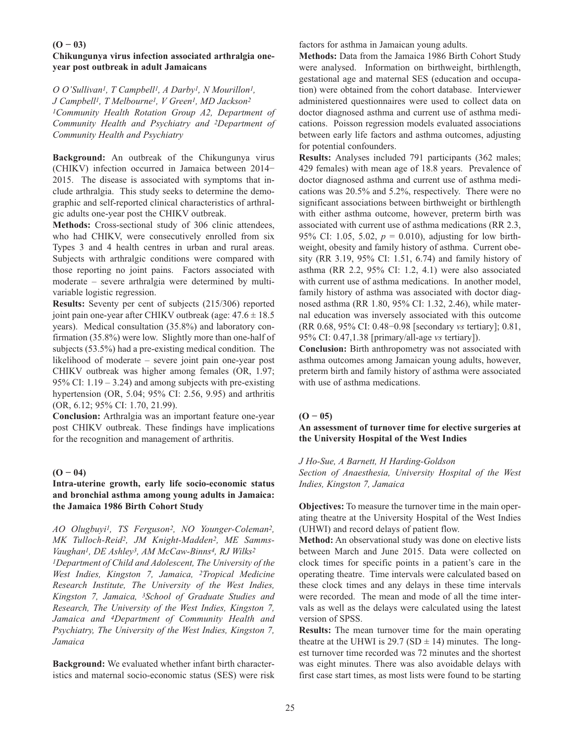## (O − 03)

### Chikungunya virus infection associated arthralgia one-year post outbreak in adult Jamaicans

*O O'Sullivan[1], T Campbell[1], A Darby[1], N Mourillon[1], J Campbell[1], T Melbourne[1], V Green[1], MD Jackson[2]*
*[1]Community Health Rotation Group A2, Department of Community Health and Psychiatry and [2]Department of Community Health and Psychiatry*

**Background:** An outbreak of the Chikungunya virus (CHIKV) infection occurred in Jamaica between 2014−2015. The disease is associated with symptoms that include arthralgia. This study seeks to determine the demographic and self-reported clinical characteristics of arthralgic adults one-year post the CHIKV outbreak.

**Methods:** Cross-sectional study of 306 clinic attendees, who had CHIKV, were consecutively enrolled from six Types 3 and 4 health centres in urban and rural areas. Subjects with arthralgic conditions were compared with those reporting no joint pains. Factors associated with moderate – severe arthralgia were determined by multivariable logistic regression.

**Results:** Seventy per cent of subjects (215/306) reported joint pain one-year after CHIKV outbreak (age: $47.6 \pm 18.5$ years). Medical consultation (35.8%) and laboratory confirmation (35.8%) were low. Slightly more than one-half of subjects (53.5%) had a pre-existing medical condition. The likelihood of moderate – severe joint pain one-year post CHIKV outbreak was higher among females (OR, 1.97; 95% CI: 1.19 – 3.24) and among subjects with pre-existing hypertension (OR, 5.04; 95% CI: 2.56, 9.95) and arthritis (OR, 6.12; 95% CI: 1.70, 21.99).

**Conclusion:** Arthralgia was an important feature one-year post CHIKV outbreak. These findings have implications for the recognition and management of arthritis.

## (O − 04)

### Intra-uterine growth, early life socio-economic status and bronchial asthma among young adults in Jamaica: the Jamaica 1986 Birth Cohort Study

*AO Olugbuyi[1], TS Ferguson[2], NO Younger-Coleman[2], MK Tulloch-Reid[2], JM Knight-Madden[2], ME Samms-Vaughan[1], DE Ashley[3], AM McCaw-Binns[4], RJ Wilks[2]*
*[1]Department of Child and Adolescent, The University of the West Indies, Kingston 7, Jamaica, [2]Tropical Medicine Research Institute, The University of the West Indies, Kingston 7, Jamaica, [3]School of Graduate Studies and Research, The University of the West Indies, Kingston 7, Jamaica and [4]Department of Community Health and Psychiatry, The University of the West Indies, Kingston 7, Jamaica*

**Background:** We evaluated whether infant birth characteristics and maternal socio-economic status (SES) were risk factors for asthma in Jamaican young adults.

**Methods:** Data from the Jamaica 1986 Birth Cohort Study were analysed. Information on birthweight, birthlength, gestational age and maternal SES (education and occupation) were obtained from the cohort database. Interviewer administered questionnaires were used to collect data on doctor diagnosed asthma and current use of asthma medications. Poisson regression models evaluated associations between early life factors and asthma outcomes, adjusting for potential confounders.

**Results:** Analyses included 791 participants (362 males; 429 females) with mean age of 18.8 years. Prevalence of doctor diagnosed asthma and current use of asthma medications was 20.5% and 5.2%, respectively. There were no significant associations between birthweight or birthlength with either asthma outcome, however, preterm birth was associated with current use of asthma medications (RR 2.3, 95% CI: 1.05, 5.02, $p = 0.010$), adjusting for low birthweight, obesity and family history of asthma. Current obesity (RR 3.19, 95% CI: 1.51, 6.74) and family history of asthma (RR 2.2, 95% CI: 1.2, 4.1) were also associated with current use of asthma medications. In another model, family history of asthma was associated with doctor diagnosed asthma (RR 1.80, 95% CI: 1.32, 2.46), while maternal education was inversely associated with this outcome (RR 0.68, 95% CI: 0.48−0.98 [secondary *vs* tertiary]; 0.81, 95% CI: 0.47,1.38 [primary/all-age *vs* tertiary]).

**Conclusion:** Birth anthropometry was not associated with asthma outcomes among Jamaican young adults, however, preterm birth and family history of asthma were associated with use of asthma medications.

## (O − 05)

### An assessment of turnover time for elective surgeries at the University Hospital of the West Indies

*J Ho-Sue, A Barnett, H Harding-Goldson*
*Section of Anaesthesia, University Hospital of the West Indies, Kingston 7, Jamaica*

**Objectives:** To measure the turnover time in the main operating theatre at the University Hospital of the West Indies (UHWI) and record delays of patient flow.

**Method:** An observational study was done on elective lists between March and June 2015. Data were collected on clock times for specific points in a patient's care in the operating theatre. Time intervals were calculated based on these clock times and any delays in these time intervals were recorded. The mean and mode of all the time intervals as well as the delays were calculated using the latest version of SPSS.

**Results:** The mean turnover time for the main operating theatre at the UHWI is 29.7 (SD ± 14) minutes. The longest turnover time recorded was 72 minutes and the shortest was eight minutes. There was also avoidable delays with first case start times, as most lists were found to be starting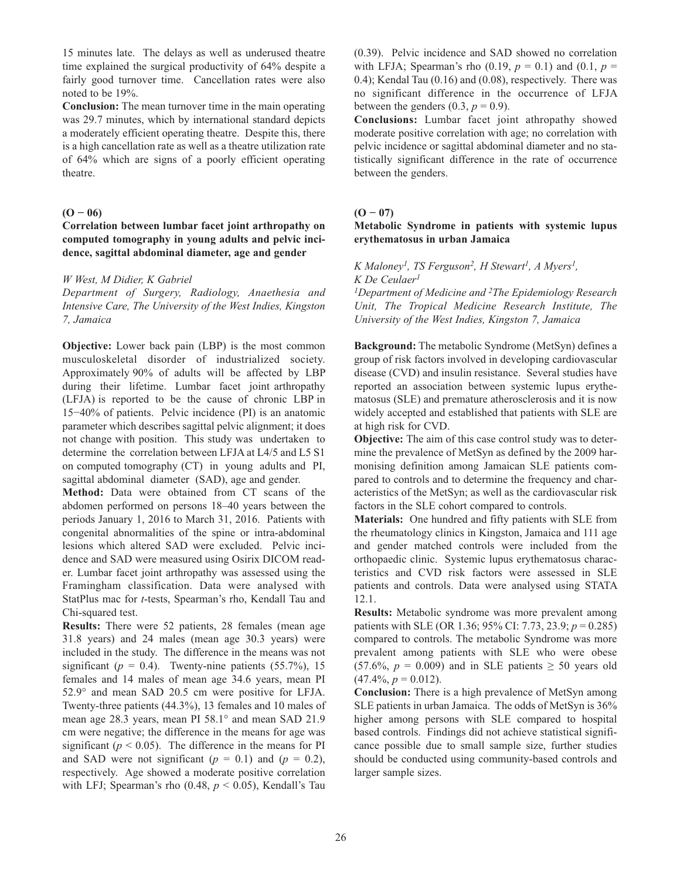15 minutes late. The delays as well as underused theatre time explained the surgical productivity of 64% despite a fairly good turnover time. Cancellation rates were also noted to be 19%.

**Conclusion:** The mean turnover time in the main operating was 29.7 minutes, which by international standard depicts a moderately efficient operating theatre. Despite this, there is a high cancellation rate as well as a theatre utilization rate of 64% which are signs of a poorly efficient operating theatre.

## (O − 06)

### Correlation between lumbar facet joint arthropathy on computed tomography in young adults and pelvic incidence, sagittal abdominal diameter, age and gender

*W West, M Didier, K Gabriel*

*Department of Surgery, Radiology, Anaethesia and Intensive Care, The University of the West Indies, Kingston 7, Jamaica*

**Objective:** Lower back pain (LBP) is the most common musculoskeletal disorder of industrialized society. Approximately 90% of adults will be affected by LBP during their lifetime. Lumbar facet joint arthropathy (LFJA) is reported to be the cause of chronic LBP in 15−40% of patients. Pelvic incidence (PI) is an anatomic parameter which describes sagittal pelvic alignment; it does not change with position. This study was undertaken to determine the correlation between LFJA at L4/5 and L5 S1 on computed tomography (CT) in young adults and PI, sagittal abdominal diameter (SAD), age and gender.

**Method:** Data were obtained from CT scans of the abdomen performed on persons 18–40 years between the periods January 1, 2016 to March 31, 2016. Patients with congenital abnormalities of the spine or intra-abdominal lesions which altered SAD were excluded. Pelvic incidence and SAD were measured using Osirix DICOM reader. Lumbar facet joint arthropathy was assessed using the Framingham classification. Data were analysed with StatPlus mac for *t*-tests, Spearman's rho, Kendall Tau and Chi-squared test.

**Results:** There were 52 patients, 28 females (mean age 31.8 years) and 24 males (mean age 30.3 years) were included in the study. The difference in the means was not significant ($p = 0.4$). Twenty-nine patients (55.7%), 15 females and 14 males of mean age 34.6 years, mean PI 52.9° and mean SAD 20.5 cm were positive for LFJA. Twenty-three patients (44.3%), 13 females and 10 males of mean age 28.3 years, mean PI 58.1° and mean SAD 21.9 cm were negative; the difference in the means for age was significant ($p < 0.05$). The difference in the means for PI and SAD were not significant ($p = 0.1$) and ($p = 0.2$), respectively. Age showed a moderate positive correlation with LFJ; Spearman's rho (0.48, $p < 0.05$), Kendall's Tau (0.39). Pelvic incidence and SAD showed no correlation with LFJA; Spearman's rho (0.19, $p = 0.1$) and (0.1, $p = 0.4$); Kendal Tau (0.16) and (0.08), respectively. There was no significant difference in the occurrence of LFJA between the genders (0.3, $p = 0.9$).

**Conclusions:** Lumbar facet joint athropathy showed moderate positive correlation with age; no correlation with pelvic incidence or sagittal abdominal diameter and no statistically significant difference in the rate of occurrence between the genders.

## (O − 07)

### Metabolic Syndrome in patients with systemic lupus erythematosus in urban Jamaica

*K Maloney[1], TS Ferguson[2], H Stewart[1], A Myers[1], K De Ceulaer[1]*

*[1]Department of Medicine and [2]The Epidemiology Research Unit, The Tropical Medicine Research Institute, The University of the West Indies, Kingston 7, Jamaica*

**Background:** The metabolic Syndrome (MetSyn) defines a group of risk factors involved in developing cardiovascular disease (CVD) and insulin resistance. Several studies have reported an association between systemic lupus erythematosus (SLE) and premature atherosclerosis and it is now widely accepted and established that patients with SLE are at high risk for CVD.

**Objective:** The aim of this case control study was to determine the prevalence of MetSyn as defined by the 2009 harmonising definition among Jamaican SLE patients compared to controls and to determine the frequency and characteristics of the MetSyn; as well as the cardiovascular risk factors in the SLE cohort compared to controls.

**Materials:** One hundred and fifty patients with SLE from the rheumatology clinics in Kingston, Jamaica and 111 age and gender matched controls were included from the orthopaedic clinic. Systemic lupus erythematosus characteristics and CVD risk factors were assessed in SLE patients and controls. Data were analysed using STATA 12.1.

**Results:** Metabolic syndrome was more prevalent among patients with SLE (OR 1.36; 95% CI: 7.73, 23.9; $p = 0.285$) compared to controls. The metabolic Syndrome was more prevalent among patients with SLE who were obese (57.6%, $p = 0.009$) and in SLE patients $\geq 50$ years old (47.4%, $p = 0.012$).

**Conclusion:** There is a high prevalence of MetSyn among SLE patients in urban Jamaica. The odds of MetSyn is 36% higher among persons with SLE compared to hospital based controls. Findings did not achieve statistical significance possible due to small sample size, further studies should be conducted using community-based controls and larger sample sizes.